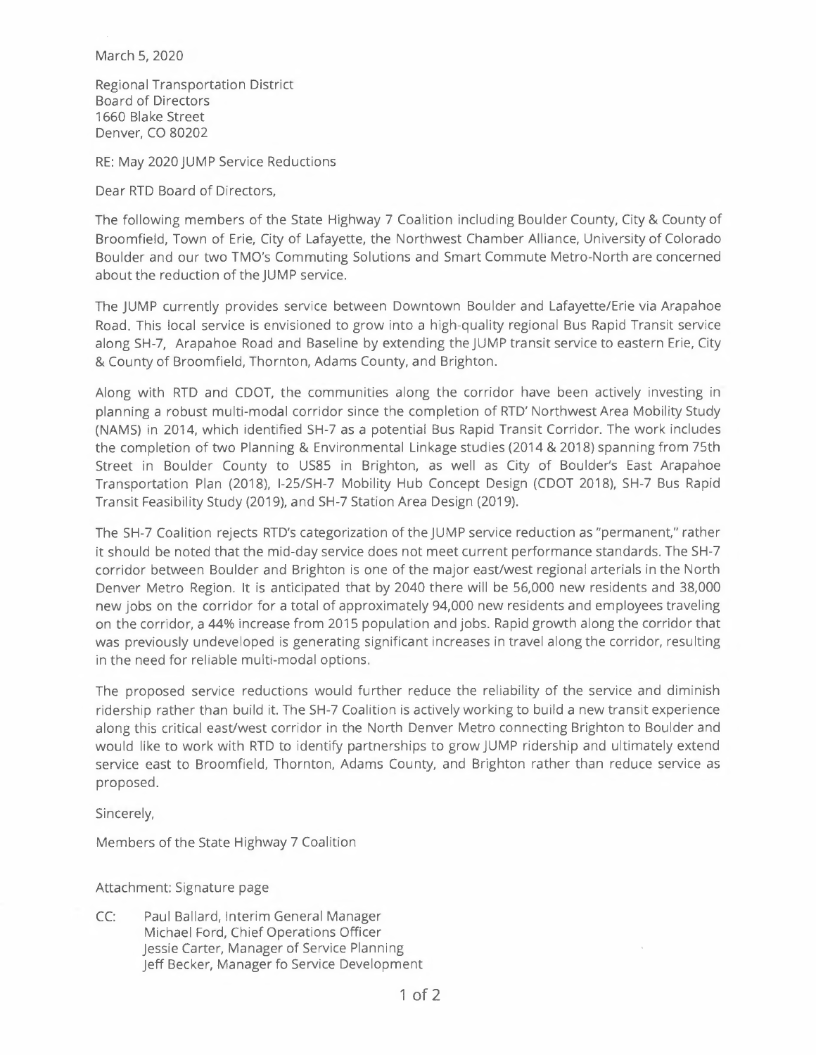March 5, 2020

Regional Transportation District
Board of Directors
1660 Blake Street
Denver, CO 80202

RE: May 2020 JUMP Service Reductions

Dear RTD Board of Directors,

The following members of the State Highway 7 Coalition including Boulder County, City & County of Broomfield, Town of Erie, City of Lafayette, the Northwest Chamber Alliance, University of Colorado Boulder and our two TMO's Commuting Solutions and Smart Commute Metro-North are concerned about the reduction of the JUMP service.

The JUMP currently provides service between Downtown Boulder and Lafayette/Erie via Arapahoe Road. This local service is envisioned to grow into a high-quality regional Bus Rapid Transit service along SH-7, Arapahoe Road and Baseline by extending the JUMP transit service to eastern Erie, City & County of Broomfield, Thornton, Adams County, and Brighton.

Along with RTD and CDOT, the communities along the corridor have been actively investing in planning a robust multi-modal corridor since the completion of RTD' Northwest Area Mobility Study (NAMS) in 2014, which identified SH-7 as a potential Bus Rapid Transit Corridor. The work includes the completion of two Planning & Environmental Linkage studies (2014 & 2018) spanning from 75th Street in Boulder County to US85 in Brighton, as well as City of Boulder's East Arapahoe Transportation Plan (2018), I-25/SH-7 Mobility Hub Concept Design (CDOT 2018), SH-7 Bus Rapid Transit Feasibility Study (2019), and SH-7 Station Area Design (2019).

The SH-7 Coalition rejects RTD's categorization of the JUMP service reduction as "permanent," rather it should be noted that the mid-day service does not meet current performance standards. The SH-7 corridor between Boulder and Brighton is one of the major east/west regional arterials in the North Denver Metro Region. It is anticipated that by 2040 there will be 56,000 new residents and 38,000 new jobs on the corridor for a total of approximately 94,000 new residents and employees traveling on the corridor, a 44% increase from 2015 population and jobs. Rapid growth along the corridor that was previously undeveloped is generating significant increases in travel along the corridor, resulting in the need for reliable multi-modal options.

The proposed service reductions would further reduce the reliability of the service and diminish ridership rather than build it. The SH-7 Coalition is actively working to build a new transit experience along this critical east/west corridor in the North Denver Metro connecting Brighton to Boulder and would like to work with RTD to identify partnerships to grow JUMP ridership and ultimately extend service east to Broomfield, Thornton, Adams County, and Brighton rather than reduce service as proposed.

Sincerely,

Members of the State Highway 7 Coalition

Attachment: Signature page

CC: Paul Ballard, Interim General Manager
Michael Ford, Chief Operations Officer
Jessie Carter, Manager of Service Planning
Jeff Becker, Manager fo Service Development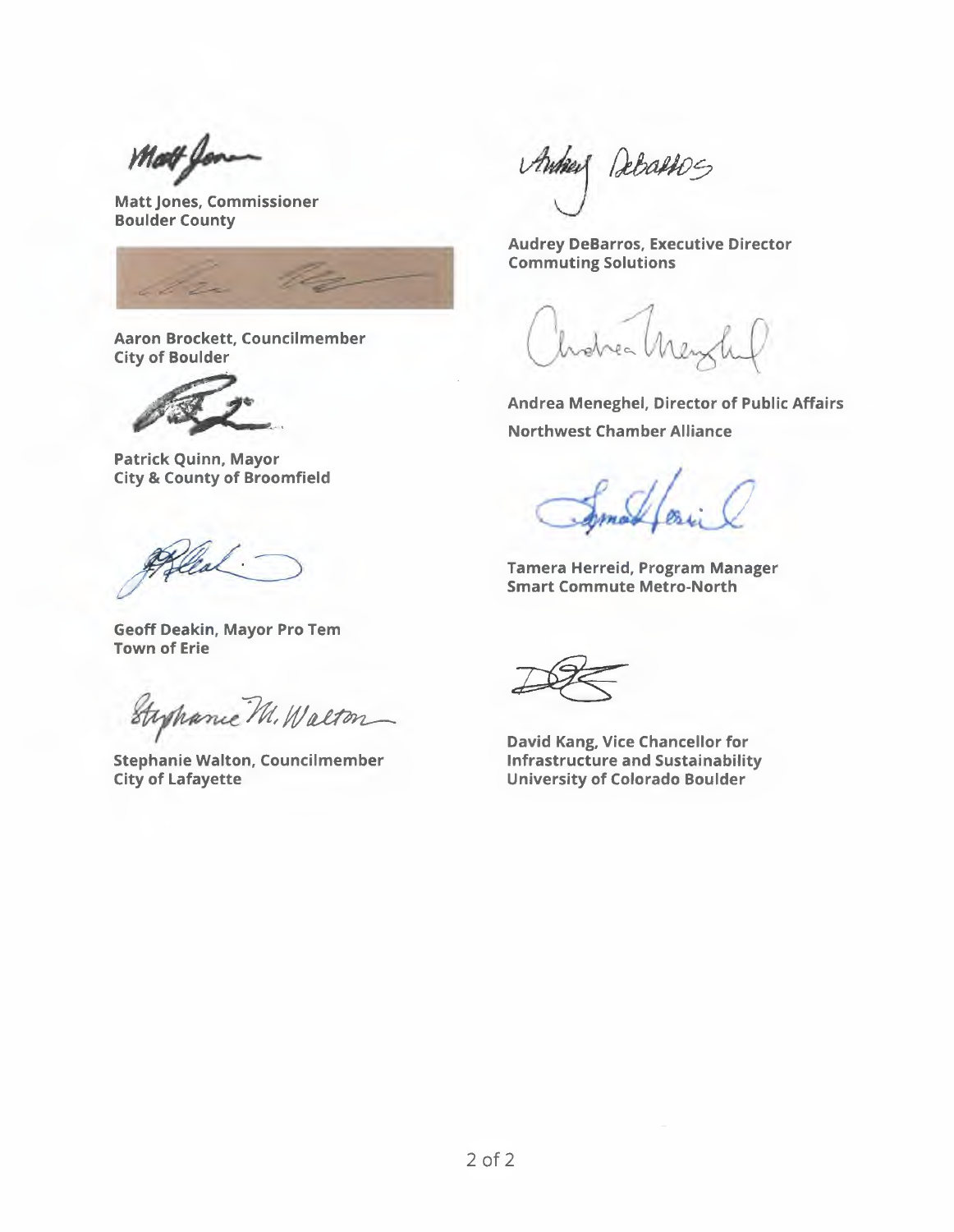**Matt Jones, Commissioner**
**Boulder County**

**Aaron Brockett, Councilmember**
**City of Boulder**

**Patrick Quinn, Mayor**
**City & County of Broomfield**

**Geoff Deakin, Mayor Pro Tem**
**Town of Erie**

**Stephanie Walton, Councilmember**
**City of Lafayette**

**Audrey DeBarros, Executive Director**
**Commuting Solutions**

**Andrea Meneghel, Director of Public Affairs**
**Northwest Chamber Alliance**

**Tamera Herreid, Program Manager**
**Smart Commute Metro-North**

**David Kang, Vice Chancellor for Infrastructure and Sustainability**
**University of Colorado Boulder**